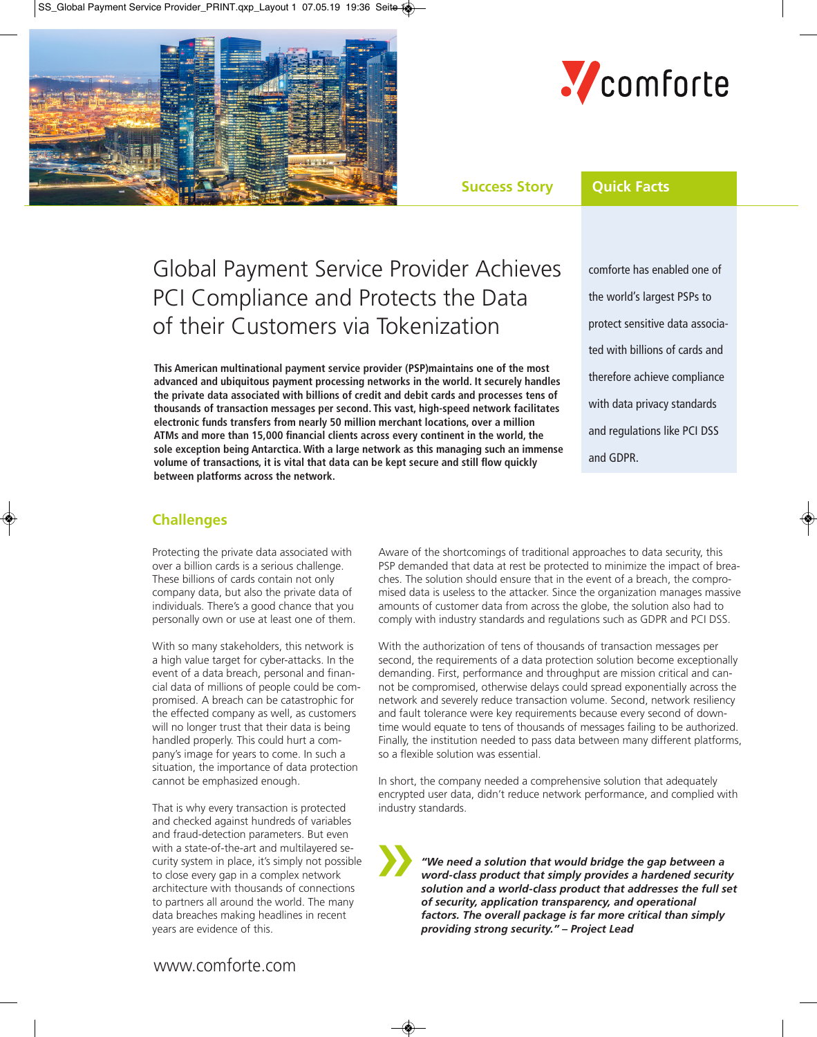comforte

Success Story

# Global Payment Service Provider Achieves PCI Compliance and Protects the Data of their Customers via Tokenization

**This American multinational payment service provider (PSP)maintains one of the most advanced and ubiquitous payment processing networks in the world. It securely handles the private data associated with billions of credit and debit cards and processes tens of thousands of transaction messages per second. This vast, high-speed network facilitates electronic funds transfers from nearly 50 million merchant locations, over a million ATMs and more than 15,000 financial clients across every continent in the world, the sole exception being Antarctica. With a large network as this managing such an immense volume of transactions, it is vital that data can be kept secure and still flow quickly between platforms across the network.**

## Quick Facts

comforte has enabled one of the world's largest PSPs to protect sensitive data associated with billions of cards and therefore achieve compliance with data privacy standards and regulations like PCI DSS and GDPR.

## Challenges

Protecting the private data associated with over a billion cards is a serious challenge. These billions of cards contain not only company data, but also the private data of individuals. There's a good chance that you personally own or use at least one of them.

With so many stakeholders, this network is a high value target for cyber-attacks. In the event of a data breach, personal and financial data of millions of people could be compromised. A breach can be catastrophic for the effected company as well, as customers will no longer trust that their data is being handled properly. This could hurt a company's image for years to come. In such a situation, the importance of data protection cannot be emphasized enough.

That is why every transaction is protected and checked against hundreds of variables and fraud-detection parameters. But even with a state-of-the-art and multilayered security system in place, it's simply not possible to close every gap in a complex network architecture with thousands of connections to partners all around the world. The many data breaches making headlines in recent years are evidence of this.

Aware of the shortcomings of traditional approaches to data security, this PSP demanded that data at rest be protected to minimize the impact of breaches. The solution should ensure that in the event of a breach, the compromised data is useless to the attacker. Since the organization manages massive amounts of customer data from across the globe, the solution also had to comply with industry standards and regulations such as GDPR and PCI DSS.

With the authorization of tens of thousands of transaction messages per second, the requirements of a data protection solution become exceptionally demanding. First, performance and throughput are mission critical and cannot be compromised, otherwise delays could spread exponentially across the network and severely reduce transaction volume. Second, network resiliency and fault tolerance were key requirements because every second of downtime would equate to tens of thousands of messages failing to be authorized. Finally, the institution needed to pass data between many different platforms, so a flexible solution was essential.

In short, the company needed a comprehensive solution that adequately encrypted user data, didn't reduce network performance, and complied with industry standards.

> ***"We need a solution that would bridge the gap between a word-class product that simply provides a hardened security solution and a world-class product that addresses the full set of security, application transparency, and operational factors. The overall package is far more critical than simply providing strong security." – Project Lead***

www.comforte.com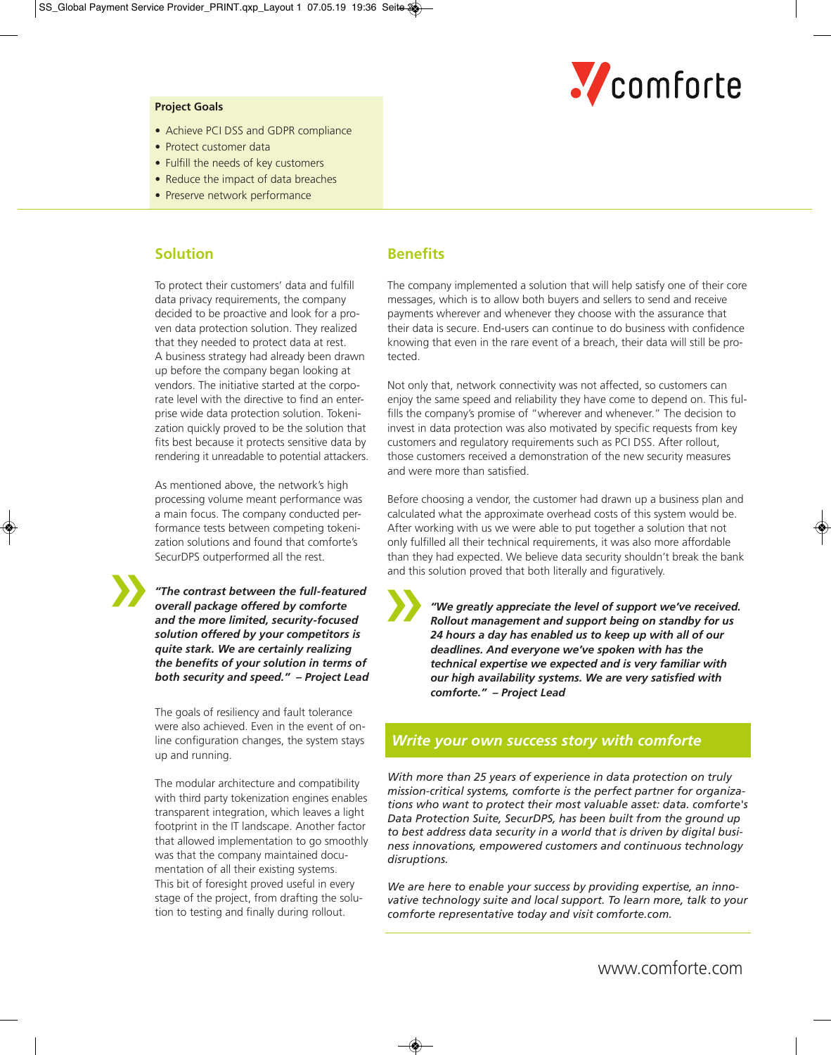### Project Goals

- Achieve PCI DSS and GDPR compliance
- Protect customer data
- Fulfill the needs of key customers
- Reduce the impact of data breaches
- Preserve network performance

## Solution

To protect their customers' data and fulfill data privacy requirements, the company decided to be proactive and look for a proven data protection solution. They realized that they needed to protect data at rest. A business strategy had already been drawn up before the company began looking at vendors. The initiative started at the corporate level with the directive to find an enterprise wide data protection solution. Tokenization quickly proved to be the solution that fits best because it protects sensitive data by rendering it unreadable to potential attackers.

As mentioned above, the network's high processing volume meant performance was a main focus. The company conducted performance tests between competing tokenization solutions and found that comforte's SecurDPS outperformed all the rest.

> ***"The contrast between the full-featured overall package offered by comforte and the more limited, security-focused solution offered by your competitors is quite stark. We are certainly realizing the benefits of your solution in terms of both security and speed." – Project Lead***

The goals of resiliency and fault tolerance were also achieved. Even in the event of online configuration changes, the system stays up and running.

The modular architecture and compatibility with third party tokenization engines enables transparent integration, which leaves a light footprint in the IT landscape. Another factor that allowed implementation to go smoothly was that the company maintained documentation of all their existing systems. This bit of foresight proved useful in every stage of the project, from drafting the solution to testing and finally during rollout.

## Benefits

The company implemented a solution that will help satisfy one of their core messages, which is to allow both buyers and sellers to send and receive payments wherever and whenever they choose with the assurance that their data is secure. End-users can continue to do business with confidence knowing that even in the rare event of a breach, their data will still be protected.

Not only that, network connectivity was not affected, so customers can enjoy the same speed and reliability they have come to depend on. This fulfills the company's promise of "wherever and whenever." The decision to invest in data protection was also motivated by specific requests from key customers and regulatory requirements such as PCI DSS. After rollout, those customers received a demonstration of the new security measures and were more than satisfied.

Before choosing a vendor, the customer had drawn up a business plan and calculated what the approximate overhead costs of this system would be. After working with us we were able to put together a solution that not only fulfilled all their technical requirements, it was also more affordable than they had expected. We believe data security shouldn't break the bank and this solution proved that both literally and figuratively.

> ***"We greatly appreciate the level of support we've received. Rollout management and support being on standby for us 24 hours a day has enabled us to keep up with all of our deadlines. And everyone we've spoken with has the technical expertise we expected and is very familiar with our high availability systems. We are very satisfied with comforte." – Project Lead***

## *Write your own success story with comforte*

*With more than 25 years of experience in data protection on truly mission-critical systems, comforte is the perfect partner for organizations who want to protect their most valuable asset: data. comforte's Data Protection Suite, SecurDPS, has been built from the ground up to best address data security in a world that is driven by digital business innovations, empowered customers and continuous technology disruptions.*

*We are here to enable your success by providing expertise, an innovative technology suite and local support. To learn more, talk to your comforte representative today and visit comforte.com.*

www.comforte.com